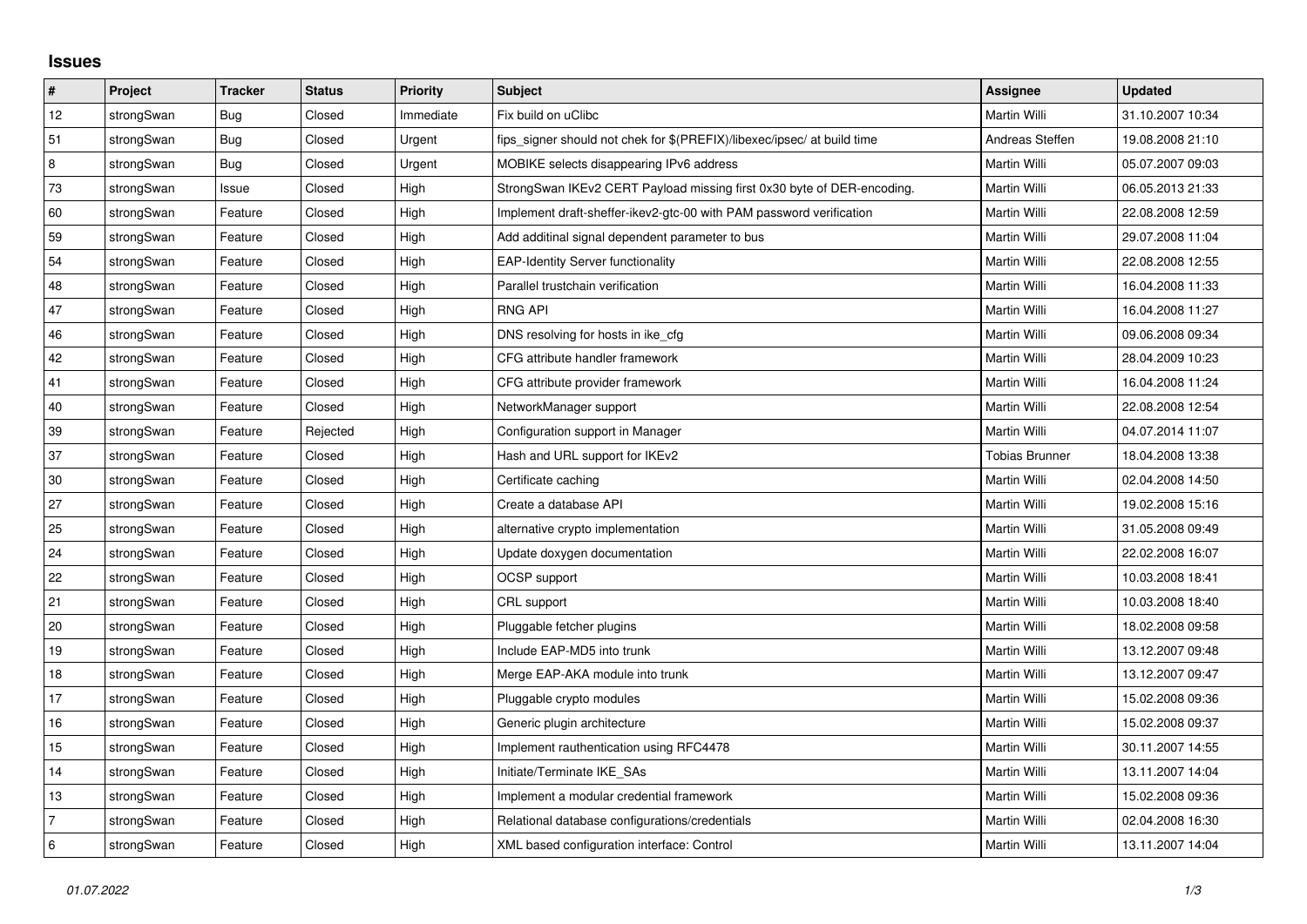## Issues

| # | Project | Tracker | Status | Priority | Subject | Assignee | Updated |
|---|---|---|---|---|---|---|---|
| 12 | strongSwan | Bug | Closed | Immediate | Fix build on uClibc | Martin Willi | 31.10.2007 10:34 |
| 51 | strongSwan | Bug | Closed | Urgent | fips_signer should not chek for $(PREFIX)/libexec/ipsec/ at build time | Andreas Steffen | 19.08.2008 21:10 |
| 8 | strongSwan | Bug | Closed | Urgent | MOBIKE selects disappearing IPv6 address | Martin Willi | 05.07.2007 09:03 |
| 73 | strongSwan | Issue | Closed | High | StrongSwan IKEv2 CERT Payload missing first 0x30 byte of DER-encoding. | Martin Willi | 06.05.2013 21:33 |
| 60 | strongSwan | Feature | Closed | High | Implement draft-sheffer-ikev2-gtc-00 with PAM password verification | Martin Willi | 22.08.2008 12:59 |
| 59 | strongSwan | Feature | Closed | High | Add additinal signal dependent parameter to bus | Martin Willi | 29.07.2008 11:04 |
| 54 | strongSwan | Feature | Closed | High | EAP-Identity Server functionality | Martin Willi | 22.08.2008 12:55 |
| 48 | strongSwan | Feature | Closed | High | Parallel trustchain verification | Martin Willi | 16.04.2008 11:33 |
| 47 | strongSwan | Feature | Closed | High | RNG API | Martin Willi | 16.04.2008 11:27 |
| 46 | strongSwan | Feature | Closed | High | DNS resolving for hosts in ike_cfg | Martin Willi | 09.06.2008 09:34 |
| 42 | strongSwan | Feature | Closed | High | CFG attribute handler framework | Martin Willi | 28.04.2009 10:23 |
| 41 | strongSwan | Feature | Closed | High | CFG attribute provider framework | Martin Willi | 16.04.2008 11:24 |
| 40 | strongSwan | Feature | Closed | High | NetworkManager support | Martin Willi | 22.08.2008 12:54 |
| 39 | strongSwan | Feature | Rejected | High | Configuration support in Manager | Martin Willi | 04.07.2014 11:07 |
| 37 | strongSwan | Feature | Closed | High | Hash and URL support for IKEv2 | Tobias Brunner | 18.04.2008 13:38 |
| 30 | strongSwan | Feature | Closed | High | Certificate caching | Martin Willi | 02.04.2008 14:50 |
| 27 | strongSwan | Feature | Closed | High | Create a database API | Martin Willi | 19.02.2008 15:16 |
| 25 | strongSwan | Feature | Closed | High | alternative crypto implementation | Martin Willi | 31.05.2008 09:49 |
| 24 | strongSwan | Feature | Closed | High | Update doxygen documentation | Martin Willi | 22.02.2008 16:07 |
| 22 | strongSwan | Feature | Closed | High | OCSP support | Martin Willi | 10.03.2008 18:41 |
| 21 | strongSwan | Feature | Closed | High | CRL support | Martin Willi | 10.03.2008 18:40 |
| 20 | strongSwan | Feature | Closed | High | Pluggable fetcher plugins | Martin Willi | 18.02.2008 09:58 |
| 19 | strongSwan | Feature | Closed | High | Include EAP-MD5 into trunk | Martin Willi | 13.12.2007 09:48 |
| 18 | strongSwan | Feature | Closed | High | Merge EAP-AKA module into trunk | Martin Willi | 13.12.2007 09:47 |
| 17 | strongSwan | Feature | Closed | High | Pluggable crypto modules | Martin Willi | 15.02.2008 09:36 |
| 16 | strongSwan | Feature | Closed | High | Generic plugin architecture | Martin Willi | 15.02.2008 09:37 |
| 15 | strongSwan | Feature | Closed | High | Implement rauthentication using RFC4478 | Martin Willi | 30.11.2007 14:55 |
| 14 | strongSwan | Feature | Closed | High | Initiate/Terminate IKE_SAs | Martin Willi | 13.11.2007 14:04 |
| 13 | strongSwan | Feature | Closed | High | Implement a modular credential framework | Martin Willi | 15.02.2008 09:36 |
| 7 | strongSwan | Feature | Closed | High | Relational database configurations/credentials | Martin Willi | 02.04.2008 16:30 |
| 6 | strongSwan | Feature | Closed | High | XML based configuration interface: Control | Martin Willi | 13.11.2007 14:04 |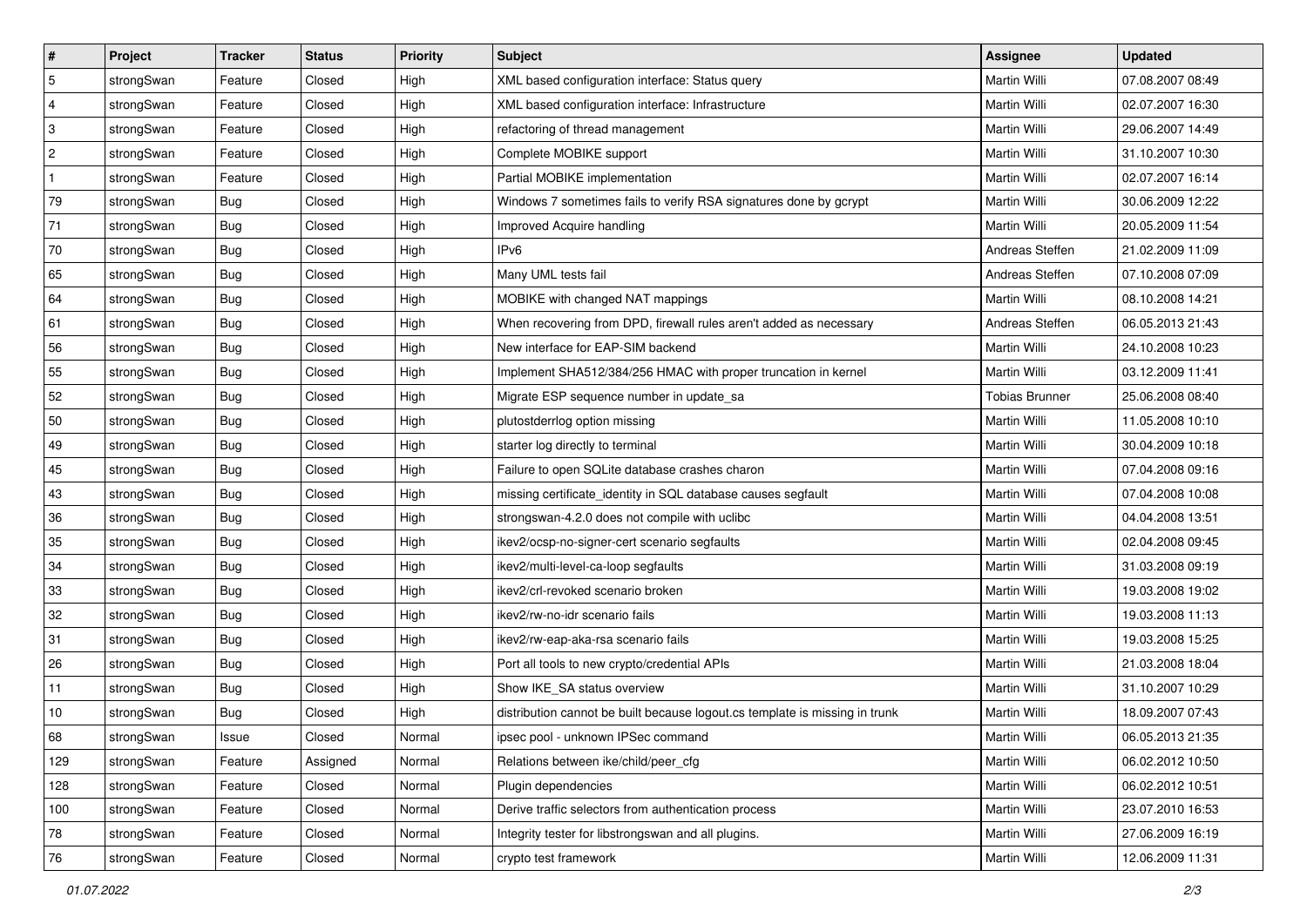| # | Project | Tracker | Status | Priority | Subject | Assignee | Updated |
|---|---|---|---|---|---|---|---|
| 5 | strongSwan | Feature | Closed | High | XML based configuration interface: Status query | Martin Willi | 07.08.2007 08:49 |
| 4 | strongSwan | Feature | Closed | High | XML based configuration interface: Infrastructure | Martin Willi | 02.07.2007 16:30 |
| 3 | strongSwan | Feature | Closed | High | refactoring of thread management | Martin Willi | 29.06.2007 14:49 |
| 2 | strongSwan | Feature | Closed | High | Complete MOBIKE support | Martin Willi | 31.10.2007 10:30 |
| 1 | strongSwan | Feature | Closed | High | Partial MOBIKE implementation | Martin Willi | 02.07.2007 16:14 |
| 79 | strongSwan | Bug | Closed | High | Windows 7 sometimes fails to verify RSA signatures done by gcrypt | Martin Willi | 30.06.2009 12:22 |
| 71 | strongSwan | Bug | Closed | High | Improved Acquire handling | Martin Willi | 20.05.2009 11:54 |
| 70 | strongSwan | Bug | Closed | High | IPv6 | Andreas Steffen | 21.02.2009 11:09 |
| 65 | strongSwan | Bug | Closed | High | Many UML tests fail | Andreas Steffen | 07.10.2008 07:09 |
| 64 | strongSwan | Bug | Closed | High | MOBIKE with changed NAT mappings | Martin Willi | 08.10.2008 14:21 |
| 61 | strongSwan | Bug | Closed | High | When recovering from DPD, firewall rules aren't added as necessary | Andreas Steffen | 06.05.2013 21:43 |
| 56 | strongSwan | Bug | Closed | High | New interface for EAP-SIM backend | Martin Willi | 24.10.2008 10:23 |
| 55 | strongSwan | Bug | Closed | High | Implement SHA512/384/256 HMAC with proper truncation in kernel | Martin Willi | 03.12.2009 11:41 |
| 52 | strongSwan | Bug | Closed | High | Migrate ESP sequence number in update_sa | Tobias Brunner | 25.06.2008 08:40 |
| 50 | strongSwan | Bug | Closed | High | plutostderrlog option missing | Martin Willi | 11.05.2008 10:10 |
| 49 | strongSwan | Bug | Closed | High | starter log directly to terminal | Martin Willi | 30.04.2009 10:18 |
| 45 | strongSwan | Bug | Closed | High | Failure to open SQLite database crashes charon | Martin Willi | 07.04.2008 09:16 |
| 43 | strongSwan | Bug | Closed | High | missing certificate_identity in SQL database causes segfault | Martin Willi | 07.04.2008 10:08 |
| 36 | strongSwan | Bug | Closed | High | strongswan-4.2.0 does not compile with uclibc | Martin Willi | 04.04.2008 13:51 |
| 35 | strongSwan | Bug | Closed | High | ikev2/ocsp-no-signer-cert scenario segfaults | Martin Willi | 02.04.2008 09:45 |
| 34 | strongSwan | Bug | Closed | High | ikev2/multi-level-ca-loop segfaults | Martin Willi | 31.03.2008 09:19 |
| 33 | strongSwan | Bug | Closed | High | ikev2/crl-revoked scenario broken | Martin Willi | 19.03.2008 19:02 |
| 32 | strongSwan | Bug | Closed | High | ikev2/rw-no-idr scenario fails | Martin Willi | 19.03.2008 11:13 |
| 31 | strongSwan | Bug | Closed | High | ikev2/rw-eap-aka-rsa scenario fails | Martin Willi | 19.03.2008 15:25 |
| 26 | strongSwan | Bug | Closed | High | Port all tools to new crypto/credential APIs | Martin Willi | 21.03.2008 18:04 |
| 11 | strongSwan | Bug | Closed | High | Show IKE_SA status overview | Martin Willi | 31.10.2007 10:29 |
| 10 | strongSwan | Bug | Closed | High | distribution cannot be built because logout.cs template is missing in trunk | Martin Willi | 18.09.2007 07:43 |
| 68 | strongSwan | Issue | Closed | Normal | ipsec pool - unknown IPSec command | Martin Willi | 06.05.2013 21:35 |
| 129 | strongSwan | Feature | Assigned | Normal | Relations between ike/child/peer_cfg | Martin Willi | 06.02.2012 10:50 |
| 128 | strongSwan | Feature | Closed | Normal | Plugin dependencies | Martin Willi | 06.02.2012 10:51 |
| 100 | strongSwan | Feature | Closed | Normal | Derive traffic selectors from authentication process | Martin Willi | 23.07.2010 16:53 |
| 78 | strongSwan | Feature | Closed | Normal | Integrity tester for libstrongswan and all plugins. | Martin Willi | 27.06.2009 16:19 |
| 76 | strongSwan | Feature | Closed | Normal | crypto test framework | Martin Willi | 12.06.2009 11:31 |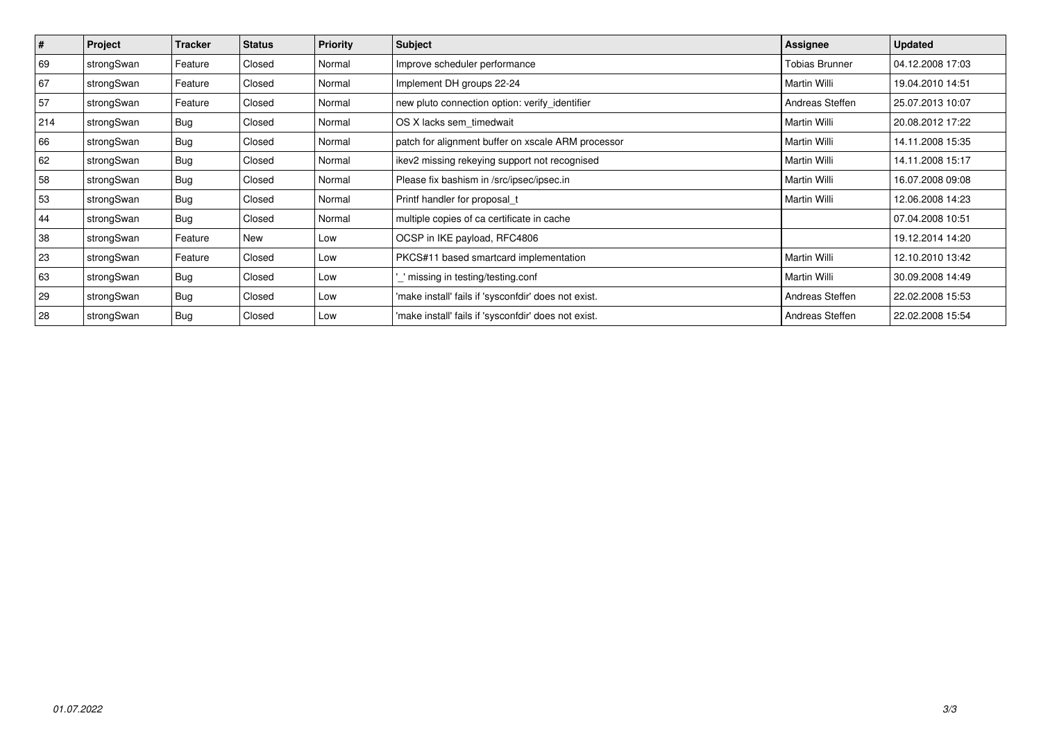| # | Project | Tracker | Status | Priority | Subject | Assignee | Updated |
|---|---|---|---|---|---|---|---|
| 69 | strongSwan | Feature | Closed | Normal | Improve scheduler performance | Tobias Brunner | 04.12.2008 17:03 |
| 67 | strongSwan | Feature | Closed | Normal | Implement DH groups 22-24 | Martin Willi | 19.04.2010 14:51 |
| 57 | strongSwan | Feature | Closed | Normal | new pluto connection option: verify_identifier | Andreas Steffen | 25.07.2013 10:07 |
| 214 | strongSwan | Bug | Closed | Normal | OS X lacks sem_timedwait | Martin Willi | 20.08.2012 17:22 |
| 66 | strongSwan | Bug | Closed | Normal | patch for alignment buffer on xscale ARM processor | Martin Willi | 14.11.2008 15:35 |
| 62 | strongSwan | Bug | Closed | Normal | ikev2 missing rekeying support not recognised | Martin Willi | 14.11.2008 15:17 |
| 58 | strongSwan | Bug | Closed | Normal | Please fix bashism in /src/ipsec/ipsec.in | Martin Willi | 16.07.2008 09:08 |
| 53 | strongSwan | Bug | Closed | Normal | Printf handler for proposal_t | Martin Willi | 12.06.2008 14:23 |
| 44 | strongSwan | Bug | Closed | Normal | multiple copies of ca certificate in cache | | 07.04.2008 10:51 |
| 38 | strongSwan | Feature | New | Low | OCSP in IKE payload, RFC4806 | | 19.12.2014 14:20 |
| 23 | strongSwan | Feature | Closed | Low | PKCS#11 based smartcard implementation | Martin Willi | 12.10.2010 13:42 |
| 63 | strongSwan | Bug | Closed | Low | '_' missing in testing/testing.conf | Martin Willi | 30.09.2008 14:49 |
| 29 | strongSwan | Bug | Closed | Low | 'make install' fails if 'sysconfdir' does not exist. | Andreas Steffen | 22.02.2008 15:53 |
| 28 | strongSwan | Bug | Closed | Low | 'make install' fails if 'sysconfdir' does not exist. | Andreas Steffen | 22.02.2008 15:54 |

*01.07.2022*